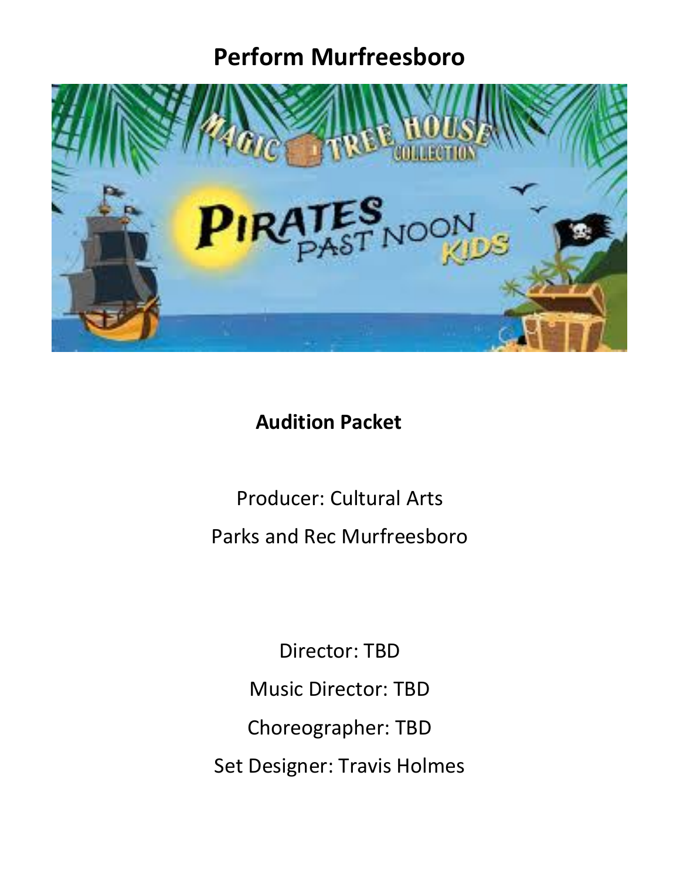# Perform Murfreesboro

**Audition Packet**

Producer: Cultural Arts

Parks and Rec Murfreesboro

Director: TBD

Music Director: TBD

Choreographer: TBD

Set Designer: Travis Holmes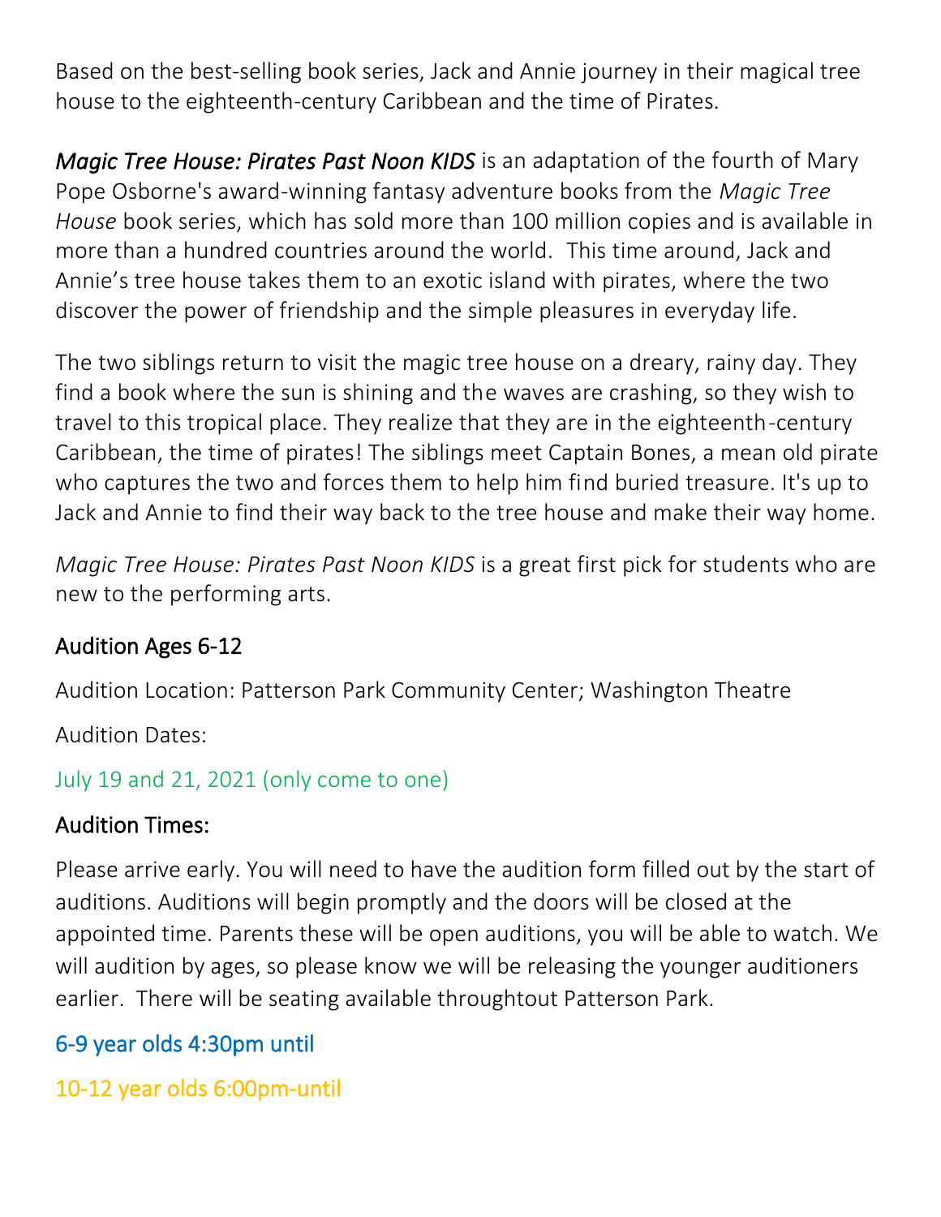Based on the best-selling book series, Jack and Annie journey in their magical tree house to the eighteenth-century Caribbean and the time of Pirates.

*Magic Tree House: Pirates Past Noon KIDS* is an adaptation of the fourth of Mary Pope Osborne's award-winning fantasy adventure books from the *Magic Tree House* book series, which has sold more than 100 million copies and is available in more than a hundred countries around the world. This time around, Jack and Annie's tree house takes them to an exotic island with pirates, where the two discover the power of friendship and the simple pleasures in everyday life.

The two siblings return to visit the magic tree house on a dreary, rainy day. They find a book where the sun is shining and the waves are crashing, so they wish to travel to this tropical place. They realize that they are in the eighteenth-century Caribbean, the time of pirates! The siblings meet Captain Bones, a mean old pirate who captures the two and forces them to help him find buried treasure. It's up to Jack and Annie to find their way back to the tree house and make their way home.

*Magic Tree House: Pirates Past Noon KIDS* is a great first pick for students who are new to the performing arts.

## Audition Ages 6-12

Audition Location: Patterson Park Community Center; Washington Theatre

Audition Dates:

July 19 and 21, 2021 (only come to one)

## Audition Times:

Please arrive early. You will need to have the audition form filled out by the start of auditions. Auditions will begin promptly and the doors will be closed at the appointed time. Parents these will be open auditions, you will be able to watch. We will audition by ages, so please know we will be releasing the younger auditioners earlier. There will be seating available throughtout Patterson Park.

6-9 year olds 4:30pm until

10-12 year olds 6:00pm-until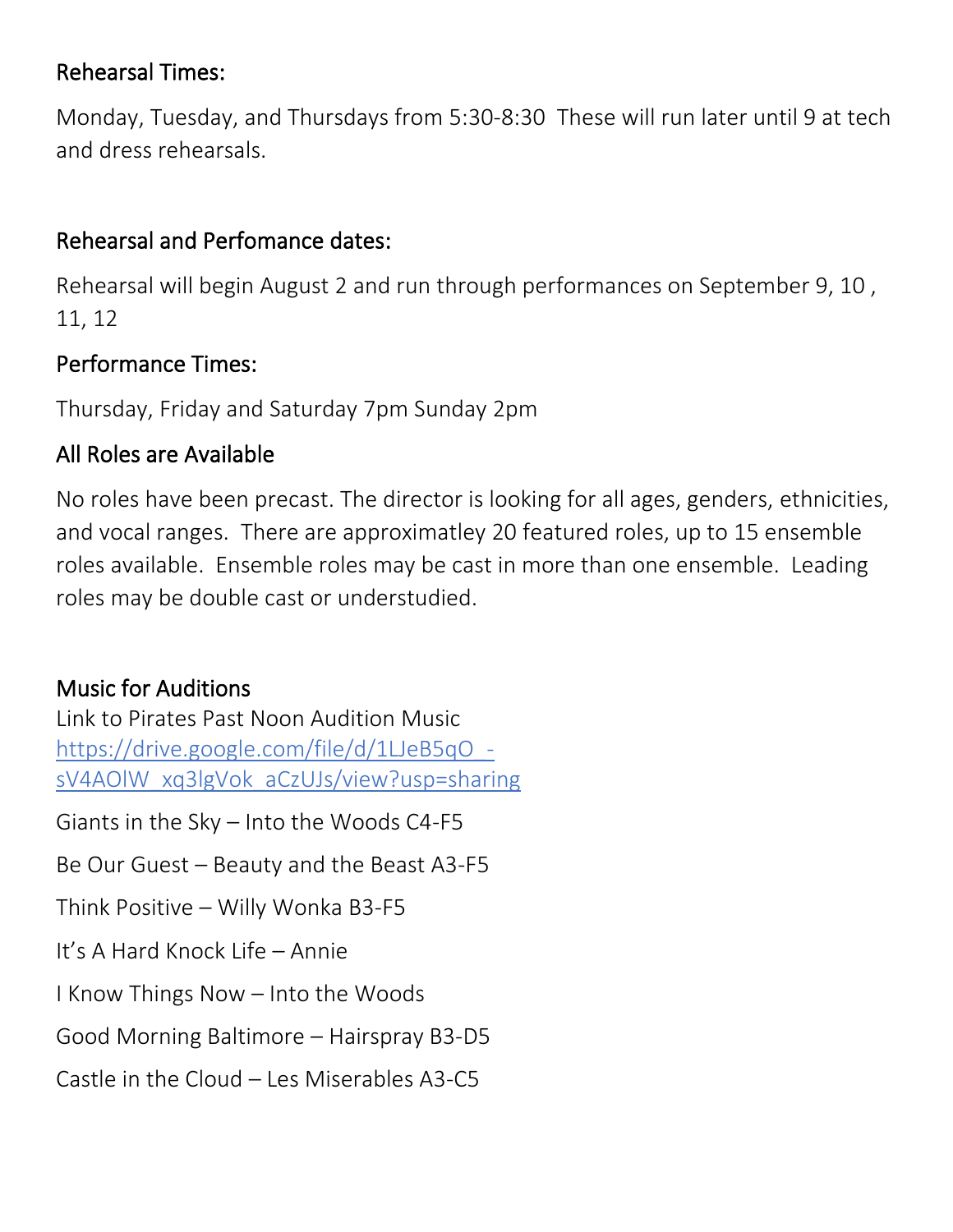## Rehearsal Times:

Monday, Tuesday, and Thursdays from 5:30-8:30  These will run later until 9 at tech and dress rehearsals.

## Rehearsal and Perfomance dates:

Rehearsal will begin August 2 and run through performances on September 9, 10 , 11, 12

## Performance Times:

Thursday, Friday and Saturday 7pm Sunday 2pm

## All Roles are Available

No roles have been precast. The director is looking for all ages, genders, ethnicities, and vocal ranges.  There are approximatley 20 featured roles, up to 15 ensemble roles available.  Ensemble roles may be cast in more than one ensemble.  Leading roles may be double cast or understudied.

## Music for Auditions

Link to Pirates Past Noon Audition Music
https://drive.google.com/file/d/1LJeB5qO_-sV4AOlW_xq3lgVok_aCzUJs/view?usp=sharing

Giants in the Sky – Into the Woods C4-F5

Be Our Guest – Beauty and the Beast A3-F5

Think Positive – Willy Wonka B3-F5

It's A Hard Knock Life – Annie

I Know Things Now – Into the Woods

Good Morning Baltimore – Hairspray B3-D5

Castle in the Cloud – Les Miserables A3-C5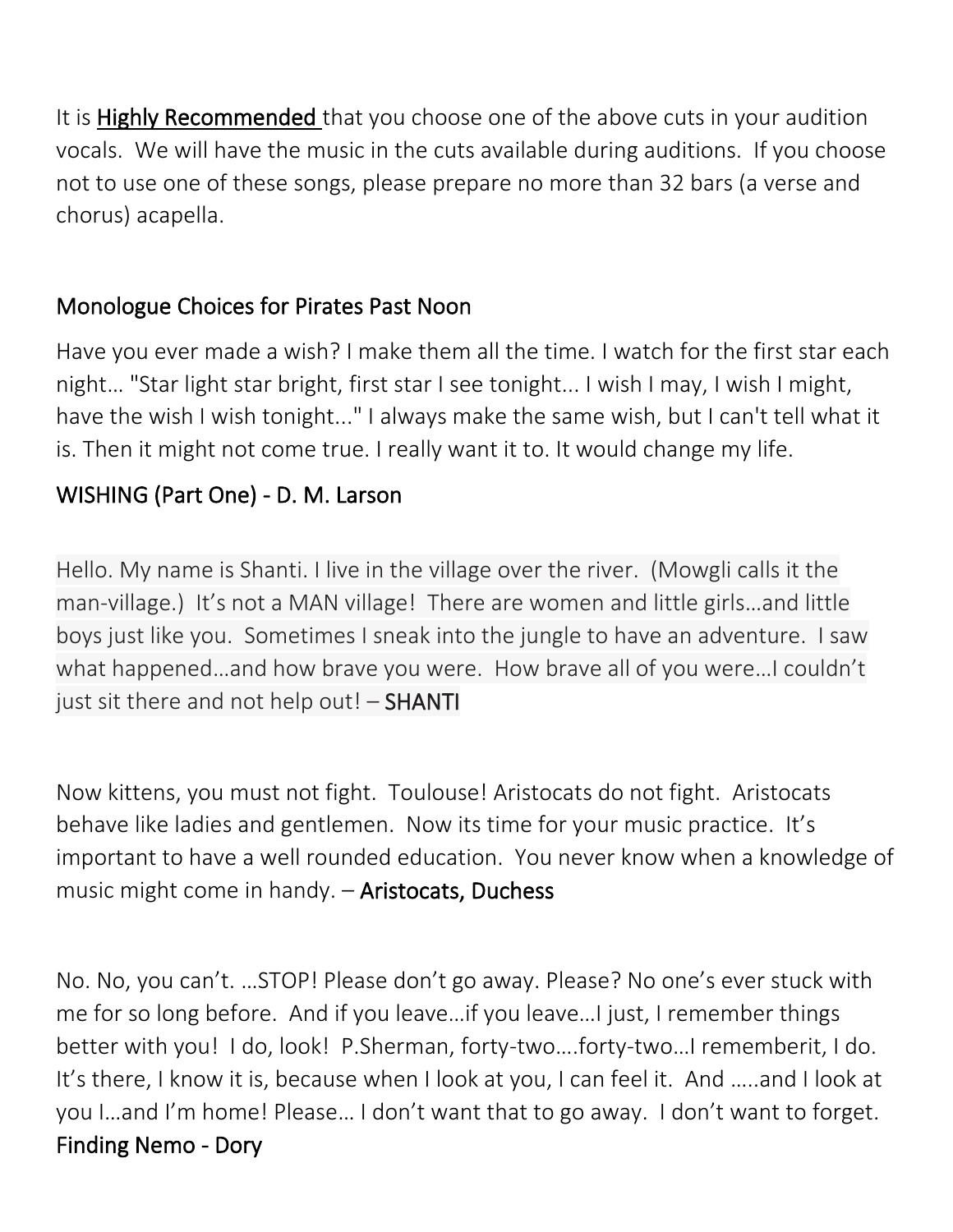It is **Highly Recommended** that you choose one of the above cuts in your audition vocals. We will have the music in the cuts available during auditions. If you choose not to use one of these songs, please prepare no more than 32 bars (a verse and chorus) acapella.

## Monologue Choices for Pirates Past Noon

Have you ever made a wish? I make them all the time. I watch for the first star each night… "Star light star bright, first star I see tonight... I wish I may, I wish I might, have the wish I wish tonight..." I always make the same wish, but I can't tell what it is. Then it might not come true. I really want it to. It would change my life.

WISHING (Part One) - D. M. Larson

Hello. My name is Shanti. I live in the village over the river. (Mowgli calls it the man-village.) It's not a MAN village! There are women and little girls…and little boys just like you. Sometimes I sneak into the jungle to have an adventure. I saw what happened…and how brave you were. How brave all of you were…I couldn't just sit there and not help out! – SHANTI

Now kittens, you must not fight. Toulouse! Aristocats do not fight. Aristocats behave like ladies and gentlemen. Now its time for your music practice. It's important to have a well rounded education. You never know when a knowledge of music might come in handy. – Aristocats, Duchess

No. No, you can't. …STOP! Please don't go away. Please? No one's ever stuck with me for so long before. And if you leave…if you leave…I just, I remember things better with you! I do, look! P.Sherman, forty-two….forty-two…I rememberit, I do. It's there, I know it is, because when I look at you, I can feel it. And …..and I look at you I…and I'm home! Please… I don't want that to go away. I don't want to forget.
Finding Nemo - Dory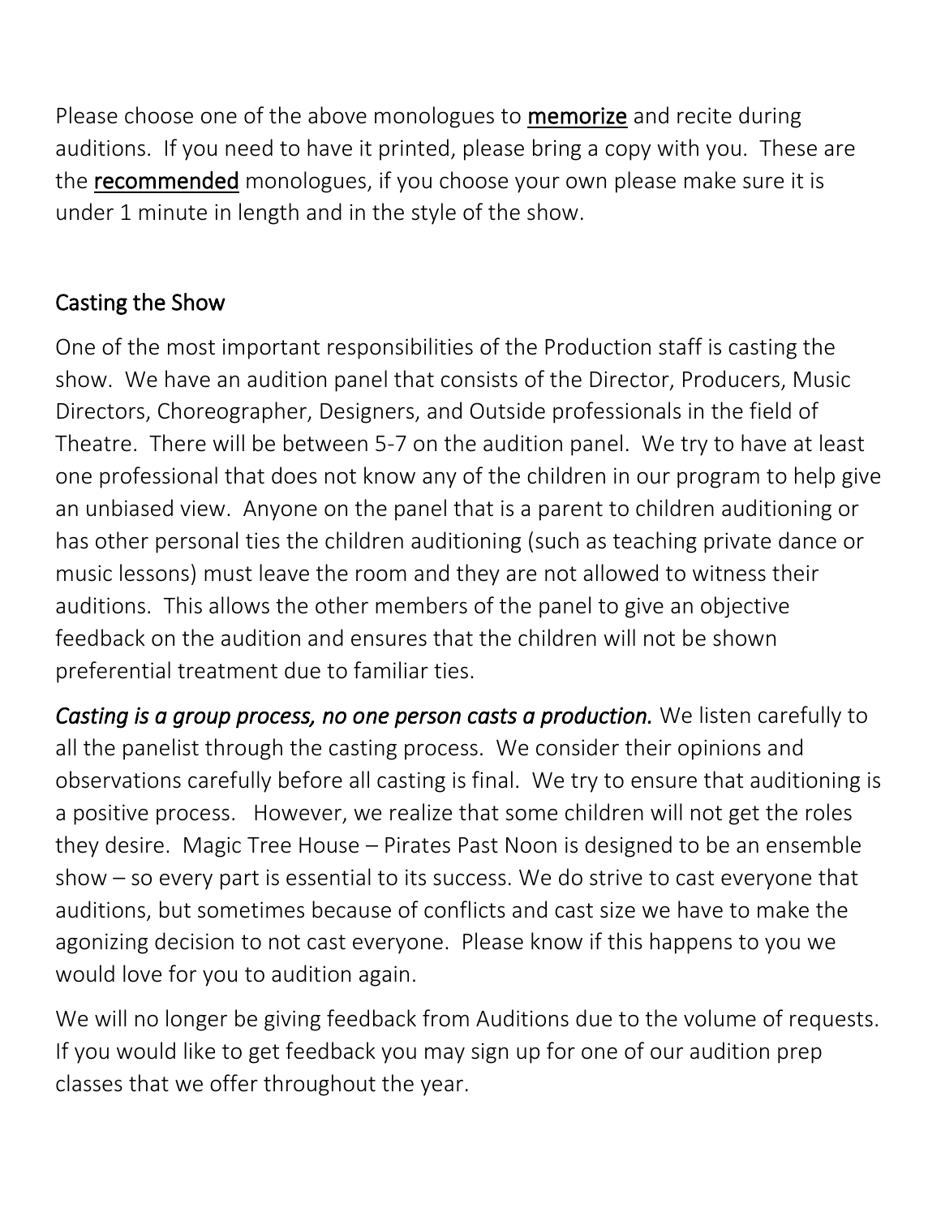Please choose one of the above monologues to **memorize** and recite during auditions. If you need to have it printed, please bring a copy with you. These are the **recommended** monologues, if you choose your own please make sure it is under 1 minute in length and in the style of the show.

## Casting the Show

One of the most important responsibilities of the Production staff is casting the show. We have an audition panel that consists of the Director, Producers, Music Directors, Choreographer, Designers, and Outside professionals in the field of Theatre. There will be between 5-7 on the audition panel. We try to have at least one professional that does not know any of the children in our program to help give an unbiased view. Anyone on the panel that is a parent to children auditioning or has other personal ties the children auditioning (such as teaching private dance or music lessons) must leave the room and they are not allowed to witness their auditions. This allows the other members of the panel to give an objective feedback on the audition and ensures that the children will not be shown preferential treatment due to familiar ties.

*Casting is a group process, no one person casts a production.* We listen carefully to all the panelist through the casting process. We consider their opinions and observations carefully before all casting is final. We try to ensure that auditioning is a positive process. However, we realize that some children will not get the roles they desire. Magic Tree House – Pirates Past Noon is designed to be an ensemble show – so every part is essential to its success. We do strive to cast everyone that auditions, but sometimes because of conflicts and cast size we have to make the agonizing decision to not cast everyone. Please know if this happens to you we would love for you to audition again.

We will no longer be giving feedback from Auditions due to the volume of requests. If you would like to get feedback you may sign up for one of our audition prep classes that we offer throughout the year.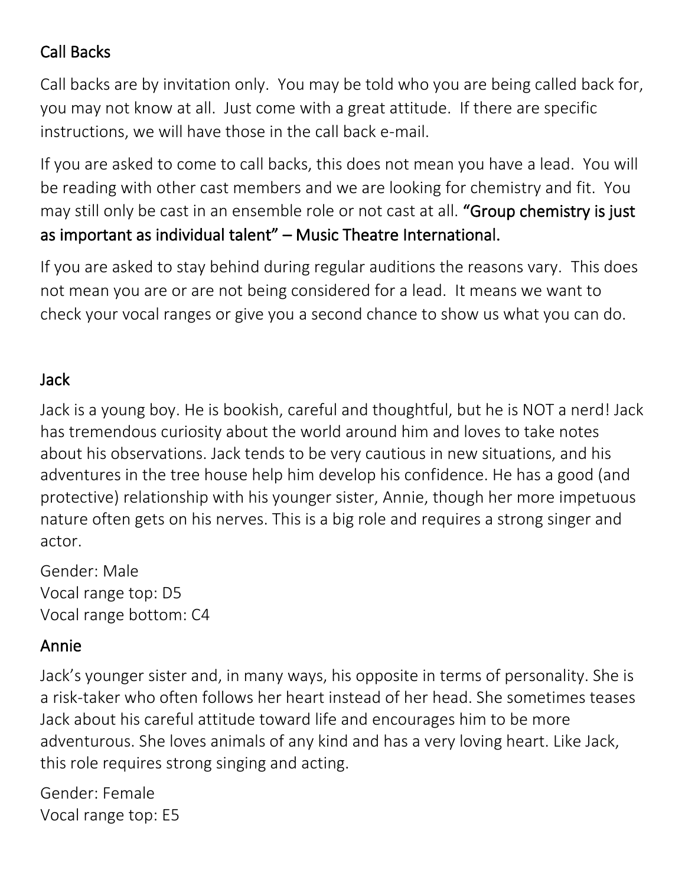## Call Backs

Call backs are by invitation only. You may be told who you are being called back for, you may not know at all. Just come with a great attitude. If there are specific instructions, we will have those in the call back e-mail.

If you are asked to come to call backs, this does not mean you have a lead. You will be reading with other cast members and we are looking for chemistry and fit. You may still only be cast in an ensemble role or not cast at all. **"Group chemistry is just as important as individual talent" – Music Theatre International.**

If you are asked to stay behind during regular auditions the reasons vary. This does not mean you are or are not being considered for a lead. It means we want to check your vocal ranges or give you a second chance to show us what you can do.

## Jack

Jack is a young boy. He is bookish, careful and thoughtful, but he is NOT a nerd! Jack has tremendous curiosity about the world around him and loves to take notes about his observations. Jack tends to be very cautious in new situations, and his adventures in the tree house help him develop his confidence. He has a good (and protective) relationship with his younger sister, Annie, though her more impetuous nature often gets on his nerves. This is a big role and requires a strong singer and actor.

Gender: Male
Vocal range top: D5
Vocal range bottom: C4

## Annie

Jack's younger sister and, in many ways, his opposite in terms of personality. She is a risk-taker who often follows her heart instead of her head. She sometimes teases Jack about his careful attitude toward life and encourages him to be more adventurous. She loves animals of any kind and has a very loving heart. Like Jack, this role requires strong singing and acting.

Gender: Female
Vocal range top: E5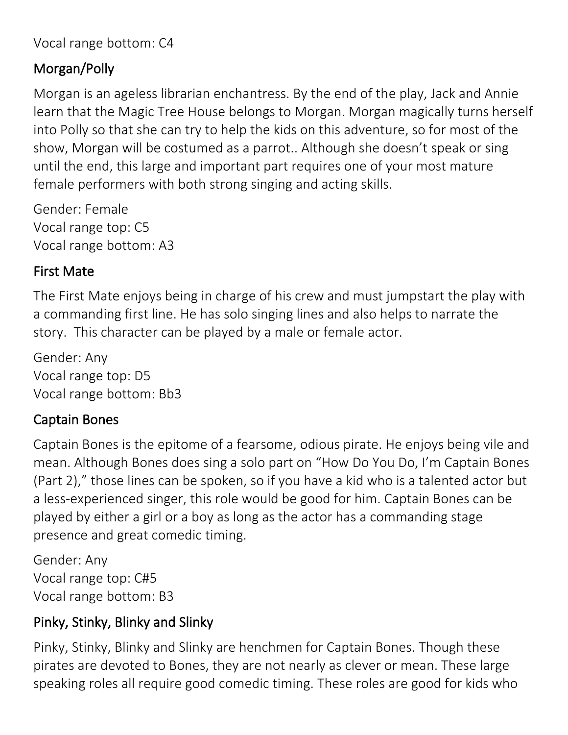Vocal range bottom: C4

## Morgan/Polly

Morgan is an ageless librarian enchantress. By the end of the play, Jack and Annie learn that the Magic Tree House belongs to Morgan. Morgan magically turns herself into Polly so that she can try to help the kids on this adventure, so for most of the show, Morgan will be costumed as a parrot.. Although she doesn't speak or sing until the end, this large and important part requires one of your most mature female performers with both strong singing and acting skills.

Gender: Female
Vocal range top: C5
Vocal range bottom: A3

## First Mate

The First Mate enjoys being in charge of his crew and must jumpstart the play with a commanding first line. He has solo singing lines and also helps to narrate the story. This character can be played by a male or female actor.

Gender: Any
Vocal range top: D5
Vocal range bottom: Bb3

## Captain Bones

Captain Bones is the epitome of a fearsome, odious pirate. He enjoys being vile and mean. Although Bones does sing a solo part on "How Do You Do, I'm Captain Bones (Part 2)," those lines can be spoken, so if you have a kid who is a talented actor but a less-experienced singer, this role would be good for him. Captain Bones can be played by either a girl or a boy as long as the actor has a commanding stage presence and great comedic timing.

Gender: Any
Vocal range top: C#5
Vocal range bottom: B3

## Pinky, Stinky, Blinky and Slinky

Pinky, Stinky, Blinky and Slinky are henchmen for Captain Bones. Though these pirates are devoted to Bones, they are not nearly as clever or mean. These large speaking roles all require good comedic timing. These roles are good for kids who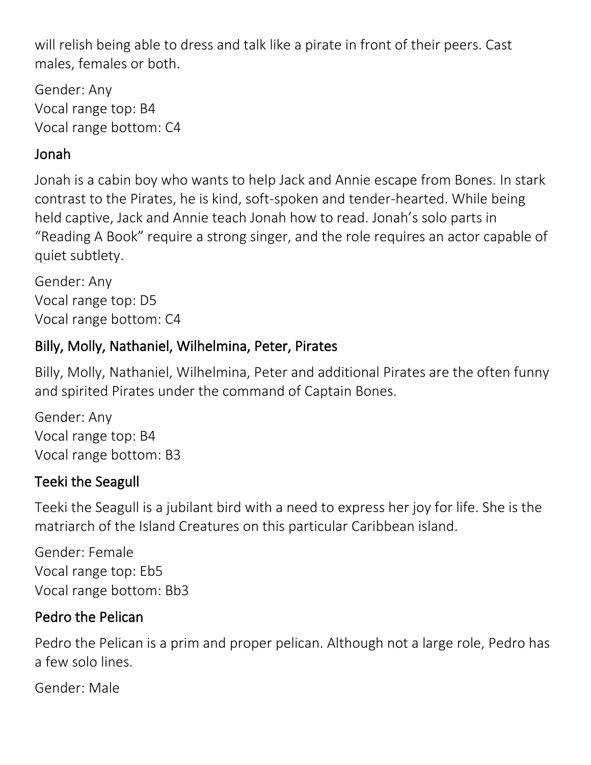will relish being able to dress and talk like a pirate in front of their peers. Cast males, females or both.

Gender: Any
Vocal range top: B4
Vocal range bottom: C4

## Jonah

Jonah is a cabin boy who wants to help Jack and Annie escape from Bones. In stark contrast to the Pirates, he is kind, soft-spoken and tender-hearted. While being held captive, Jack and Annie teach Jonah how to read. Jonah's solo parts in "Reading A Book" require a strong singer, and the role requires an actor capable of quiet subtlety.

Gender: Any
Vocal range top: D5
Vocal range bottom: C4

## Billy, Molly, Nathaniel, Wilhelmina, Peter, Pirates

Billy, Molly, Nathaniel, Wilhelmina, Peter and additional Pirates are the often funny and spirited Pirates under the command of Captain Bones.

Gender: Any
Vocal range top: B4
Vocal range bottom: B3

## Teeki the Seagull

Teeki the Seagull is a jubilant bird with a need to express her joy for life. She is the matriarch of the Island Creatures on this particular Caribbean island.

Gender: Female
Vocal range top: Eb5
Vocal range bottom: Bb3

## Pedro the Pelican

Pedro the Pelican is a prim and proper pelican. Although not a large role, Pedro has a few solo lines.

Gender: Male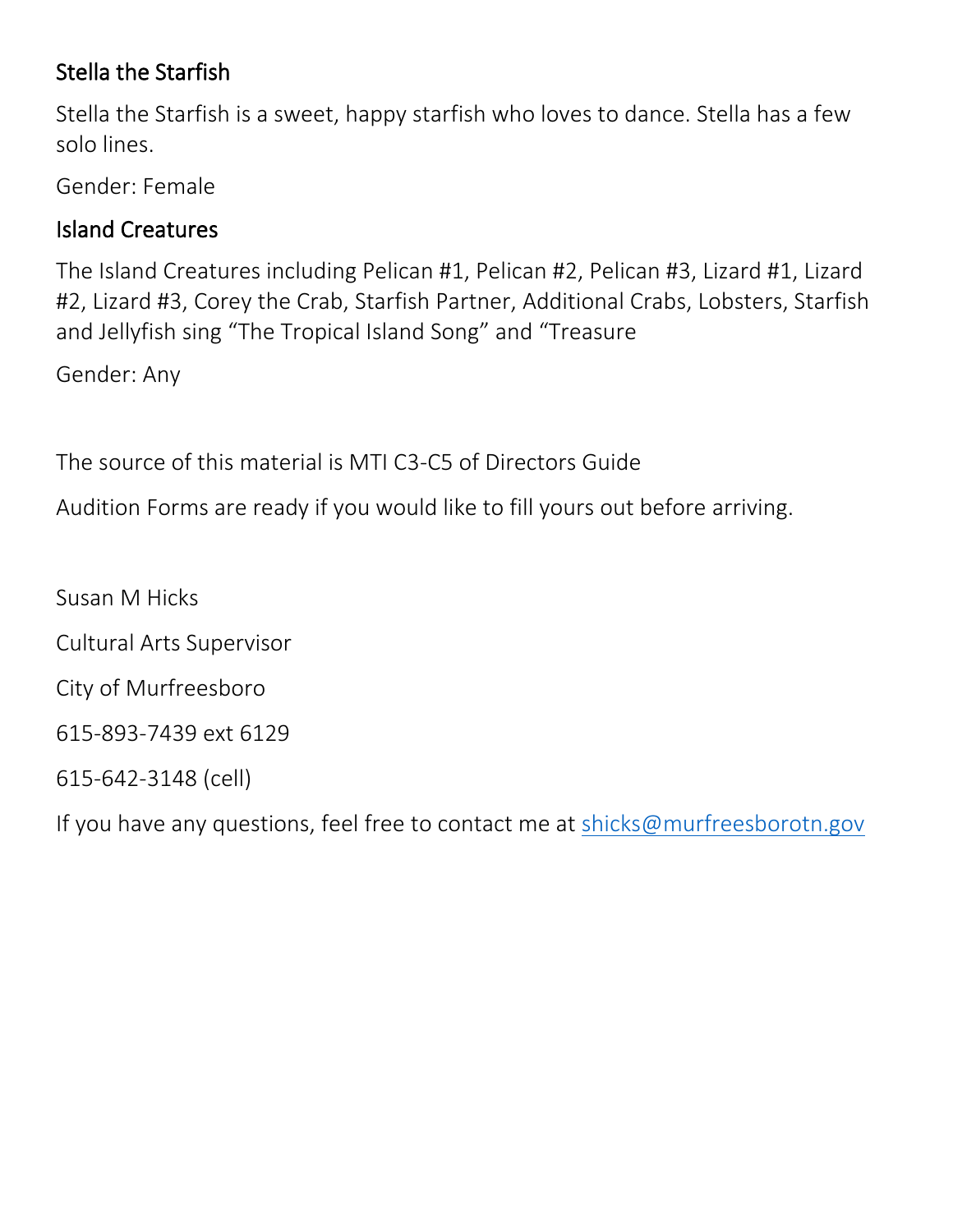### Stella the Starfish

Stella the Starfish is a sweet, happy starfish who loves to dance. Stella has a few solo lines.

Gender: Female

### Island Creatures

The Island Creatures including Pelican #1, Pelican #2, Pelican #3, Lizard #1, Lizard #2, Lizard #3, Corey the Crab, Starfish Partner, Additional Crabs, Lobsters, Starfish and Jellyfish sing "The Tropical Island Song" and "Treasure

Gender: Any

The source of this material is MTI C3-C5 of Directors Guide

Audition Forms are ready if you would like to fill yours out before arriving.

Susan M Hicks

Cultural Arts Supervisor

City of Murfreesboro

615-893-7439 ext 6129

615-642-3148 (cell)

If you have any questions, feel free to contact me at shicks@murfreesborotn.gov